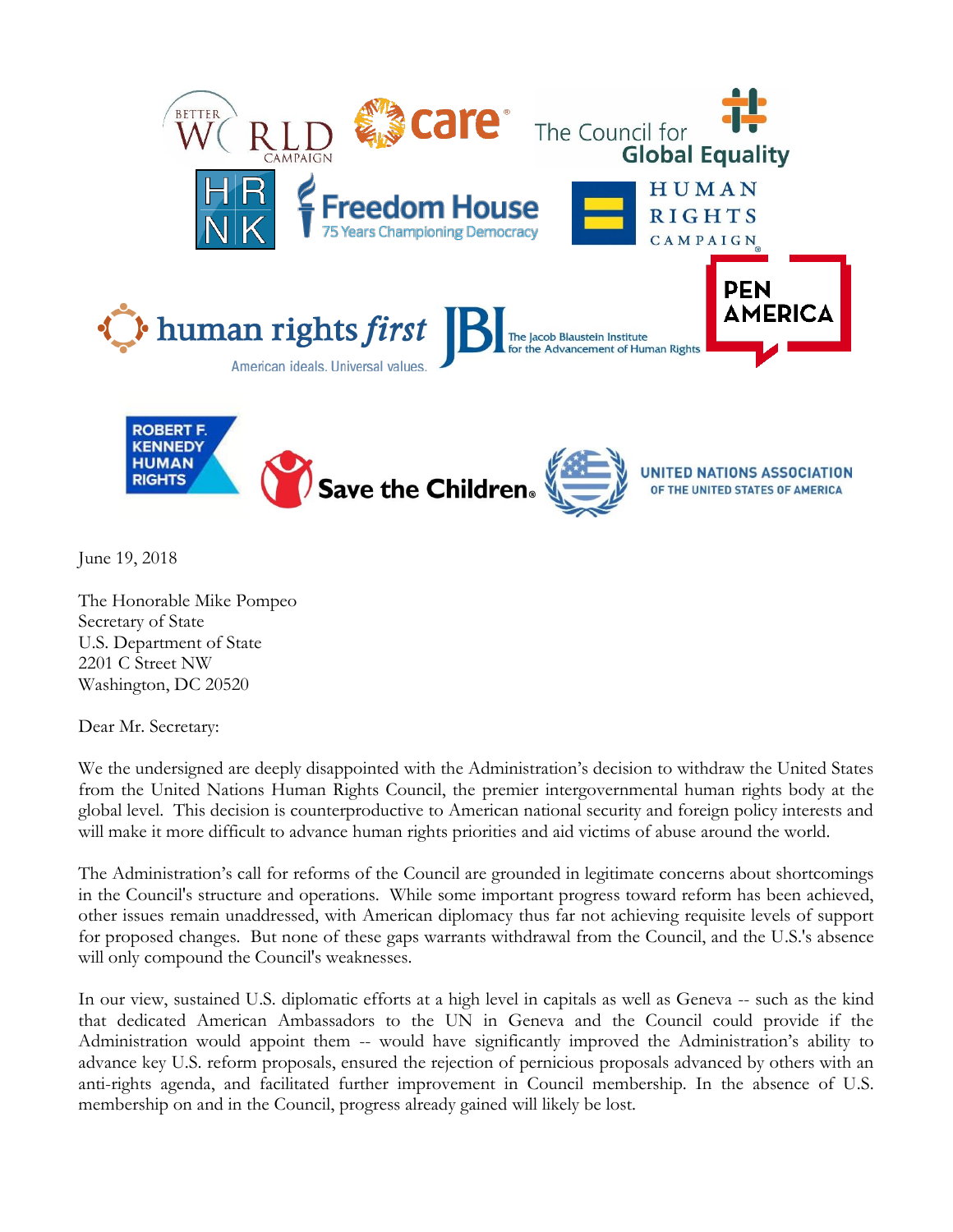June 19, 2018

The Honorable Mike Pompeo
Secretary of State
U.S. Department of State
2201 C Street NW
Washington, DC 20520

Dear Mr. Secretary:

We the undersigned are deeply disappointed with the Administration's decision to withdraw the United States from the United Nations Human Rights Council, the premier intergovernmental human rights body at the global level. This decision is counterproductive to American national security and foreign policy interests and will make it more difficult to advance human rights priorities and aid victims of abuse around the world.

The Administration's call for reforms of the Council are grounded in legitimate concerns about shortcomings in the Council's structure and operations. While some important progress toward reform has been achieved, other issues remain unaddressed, with American diplomacy thus far not achieving requisite levels of support for proposed changes. But none of these gaps warrants withdrawal from the Council, and the U.S.'s absence will only compound the Council's weaknesses.

In our view, sustained U.S. diplomatic efforts at a high level in capitals as well as Geneva -- such as the kind that dedicated American Ambassadors to the UN in Geneva and the Council could provide if the Administration would appoint them -- would have significantly improved the Administration's ability to advance key U.S. reform proposals, ensured the rejection of pernicious proposals advanced by others with an anti-rights agenda, and facilitated further improvement in Council membership. In the absence of U.S. membership on and in the Council, progress already gained will likely be lost.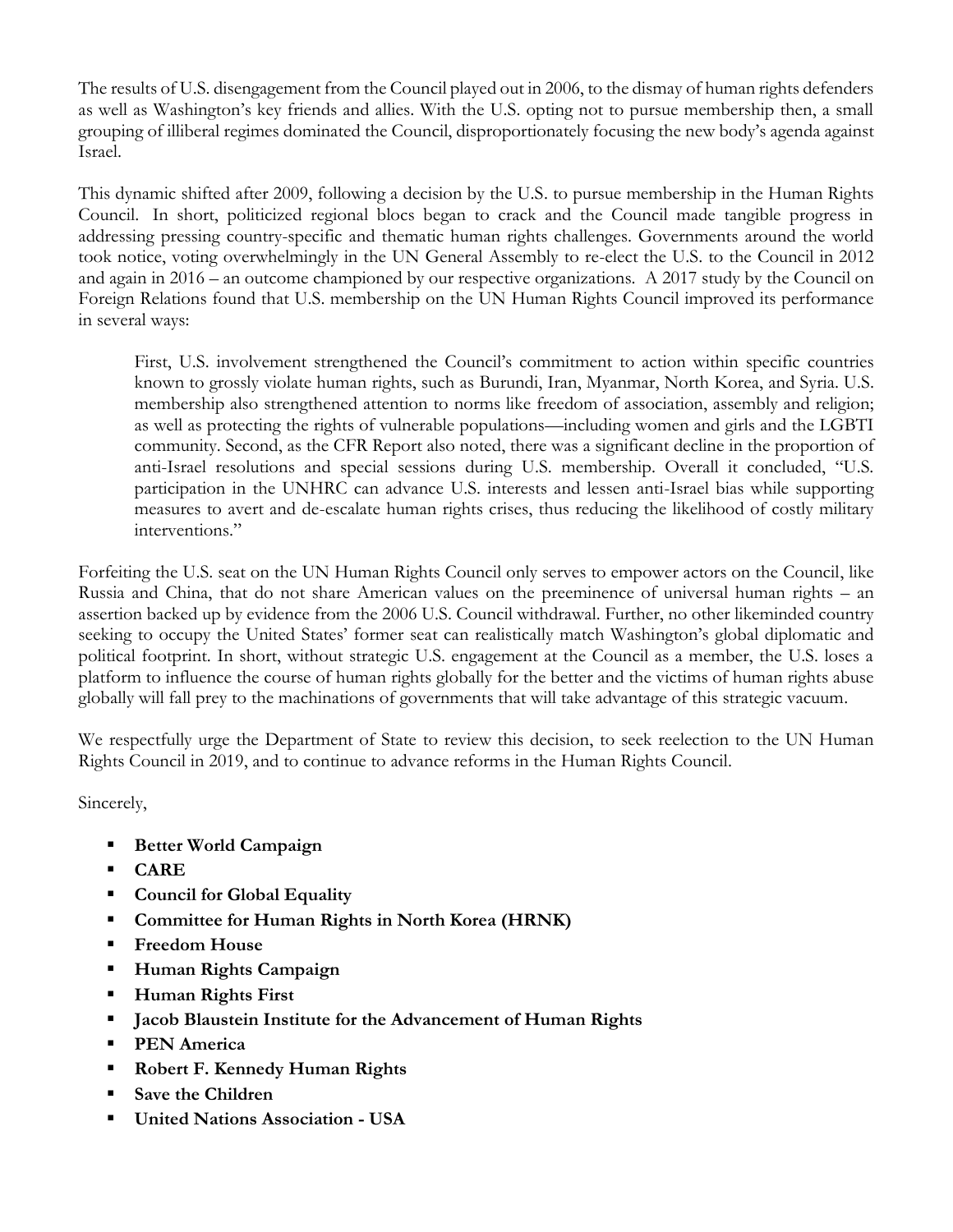The results of U.S. disengagement from the Council played out in 2006, to the dismay of human rights defenders as well as Washington's key friends and allies. With the U.S. opting not to pursue membership then, a small grouping of illiberal regimes dominated the Council, disproportionately focusing the new body's agenda against Israel.

This dynamic shifted after 2009, following a decision by the U.S. to pursue membership in the Human Rights Council. In short, politicized regional blocs began to crack and the Council made tangible progress in addressing pressing country-specific and thematic human rights challenges. Governments around the world took notice, voting overwhelmingly in the UN General Assembly to re-elect the U.S. to the Council in 2012 and again in 2016 – an outcome championed by our respective organizations. A 2017 study by the Council on Foreign Relations found that U.S. membership on the UN Human Rights Council improved its performance in several ways:

> First, U.S. involvement strengthened the Council's commitment to action within specific countries known to grossly violate human rights, such as Burundi, Iran, Myanmar, North Korea, and Syria. U.S. membership also strengthened attention to norms like freedom of association, assembly and religion; as well as protecting the rights of vulnerable populations—including women and girls and the LGBTI community. Second, as the CFR Report also noted, there was a significant decline in the proportion of anti-Israel resolutions and special sessions during U.S. membership. Overall it concluded, "U.S. participation in the UNHRC can advance U.S. interests and lessen anti-Israel bias while supporting measures to avert and de-escalate human rights crises, thus reducing the likelihood of costly military interventions."

Forfeiting the U.S. seat on the UN Human Rights Council only serves to empower actors on the Council, like Russia and China, that do not share American values on the preeminence of universal human rights – an assertion backed up by evidence from the 2006 U.S. Council withdrawal. Further, no other likeminded country seeking to occupy the United States' former seat can realistically match Washington's global diplomatic and political footprint. In short, without strategic U.S. engagement at the Council as a member, the U.S. loses a platform to influence the course of human rights globally for the better and the victims of human rights abuse globally will fall prey to the machinations of governments that will take advantage of this strategic vacuum.

We respectfully urge the Department of State to review this decision, to seek reelection to the UN Human Rights Council in 2019, and to continue to advance reforms in the Human Rights Council.

Sincerely,

- **Better World Campaign**
- **CARE**
- **Council for Global Equality**
- **Committee for Human Rights in North Korea (HRNK)**
- **Freedom House**
- **Human Rights Campaign**
- **Human Rights First**
- **Jacob Blaustein Institute for the Advancement of Human Rights**
- **PEN America**
- **Robert F. Kennedy Human Rights**
- **Save the Children**
- **United Nations Association - USA**